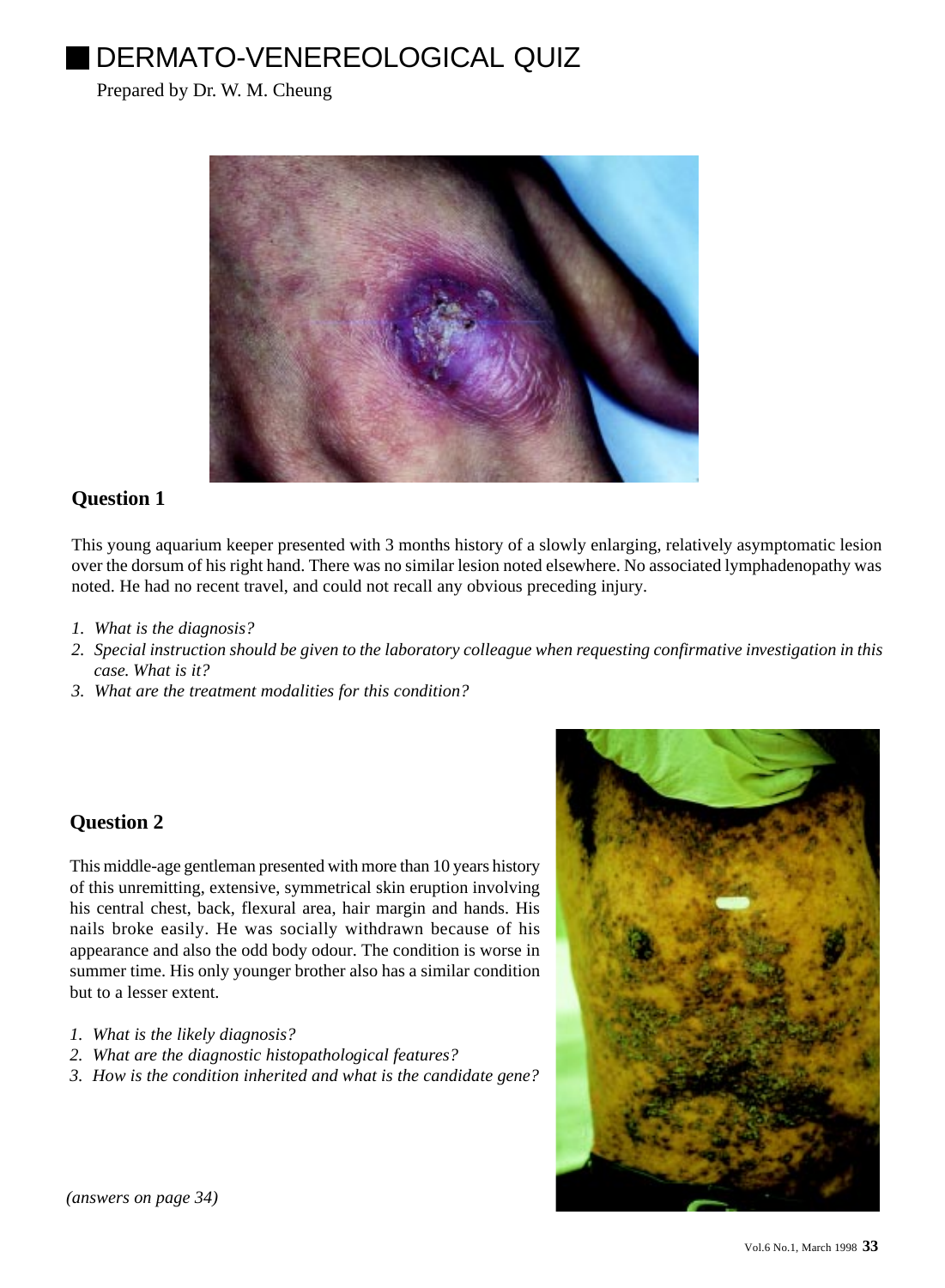# DERMATO-VENEREOLOGICAL QUIZ

Prepared by Dr. W. M. Cheung

## Question 1

This young aquarium keeper presented with 3 months history of a slowly enlarging, relatively asymptomatic lesion over the dorsum of his right hand. There was no similar lesion noted elsewhere. No associated lymphadenopathy was noted. He had no recent travel, and could not recall any obvious preceding injury.

1. *What is the diagnosis?*
2. *Special instruction should be given to the laboratory colleague when requesting confirmative investigation in this case. What is it?*
3. *What are the treatment modalities for this condition?*

## Question 2

This middle-age gentleman presented with more than 10 years history of this unremitting, extensive, symmetrical skin eruption involving his central chest, back, flexural area, hair margin and hands. His nails broke easily. He was socially withdrawn because of his appearance and also the odd body odour. The condition is worse in summer time. His only younger brother also has a similar condition but to a lesser extent.

1. *What is the likely diagnosis?*
2. *What are the diagnostic histopathological features?*
3. *How is the condition inherited and what is the candidate gene?*

*(answers on page 34)*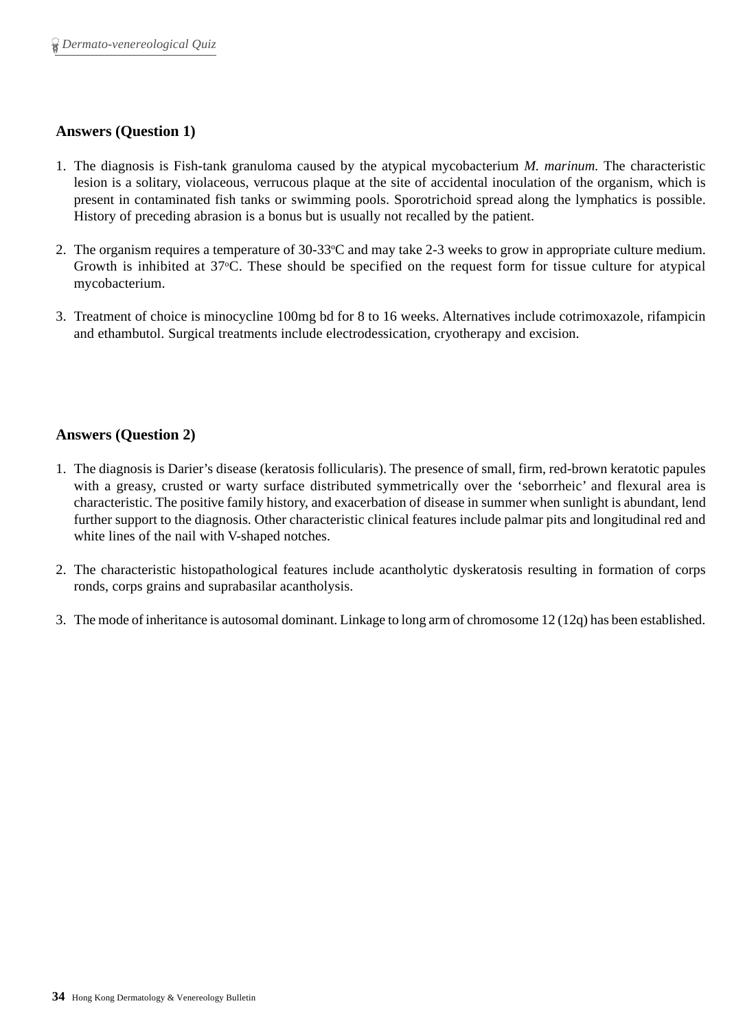## Answers (Question 1)

1. The diagnosis is Fish-tank granuloma caused by the atypical mycobacterium *M. marinum.* The characteristic lesion is a solitary, violaceous, verrucous plaque at the site of accidental inoculation of the organism, which is present in contaminated fish tanks or swimming pools. Sporotrichoid spread along the lymphatics is possible. History of preceding abrasion is a bonus but is usually not recalled by the patient.

2. The organism requires a temperature of 30-33$^{o}$C and may take 2-3 weeks to grow in appropriate culture medium. Growth is inhibited at 37$^{o}$C. These should be specified on the request form for tissue culture for atypical mycobacterium.

3. Treatment of choice is minocycline 100mg bd for 8 to 16 weeks. Alternatives include cotrimoxazole, rifampicin and ethambutol. Surgical treatments include electrodessication, cryotherapy and excision.

## Answers (Question 2)

1. The diagnosis is Darier's disease (keratosis follicularis). The presence of small, firm, red-brown keratotic papules with a greasy, crusted or warty surface distributed symmetrically over the 'seborrheic' and flexural area is characteristic. The positive family history, and exacerbation of disease in summer when sunlight is abundant, lend further support to the diagnosis. Other characteristic clinical features include palmar pits and longitudinal red and white lines of the nail with V-shaped notches.

2. The characteristic histopathological features include acantholytic dyskeratosis resulting in formation of corps ronds, corps grains and suprabasilar acantholysis.

3. The mode of inheritance is autosomal dominant. Linkage to long arm of chromosome 12 (12q) has been established.